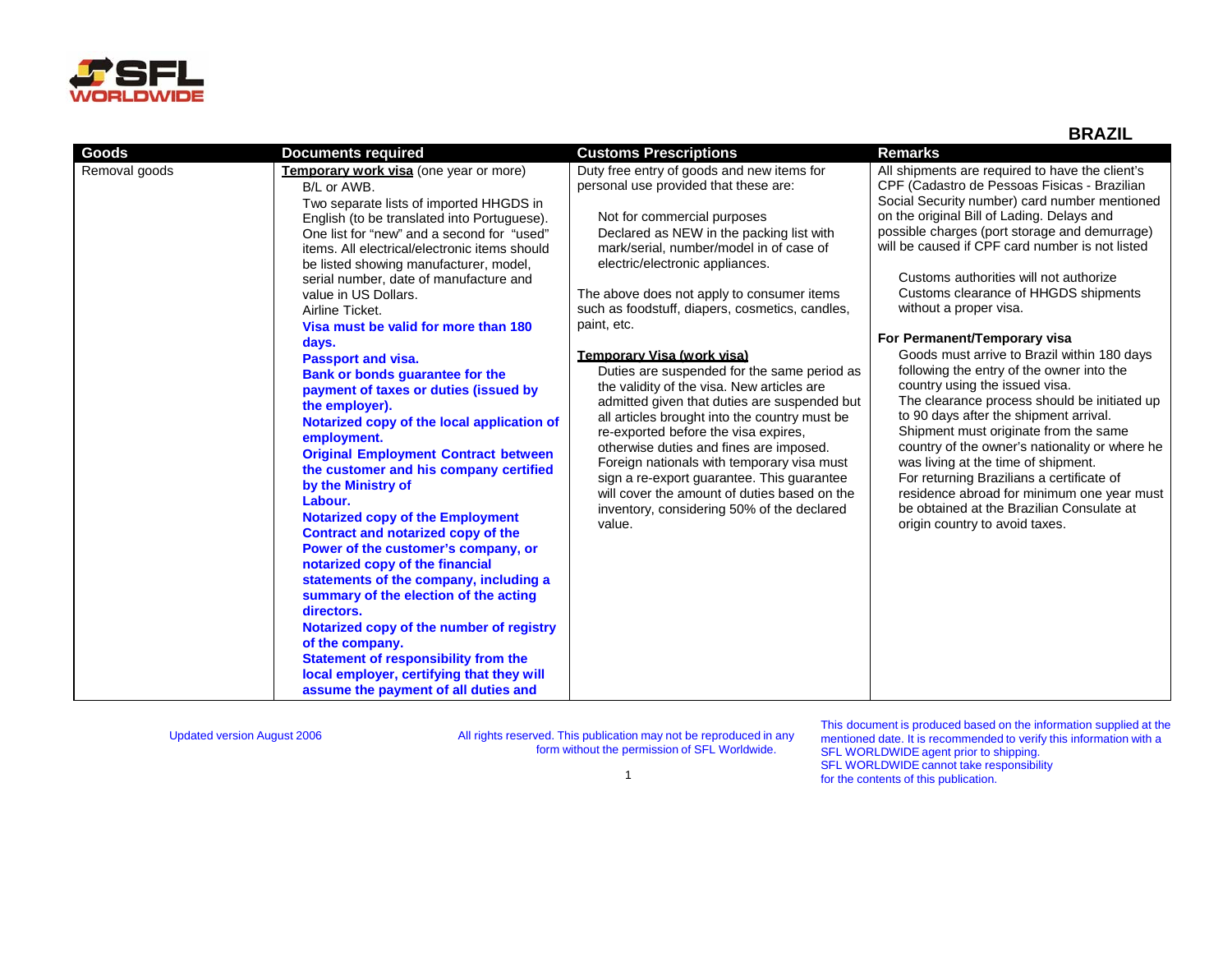## BRAZIL

| Goods | Documents required | Customs Prescriptions | Remarks |
|---|---|---|---|
| Removal goods | **Temporary work visa** (one year or more)<br>B/L or AWB.<br>Two separate lists of imported HHGDS in English (to be translated into Portuguese). One list for "new" and a second for "used" items. All electrical/electronic items should be listed showing manufacturer, model, serial number, date of manufacture and value in US Dollars.<br>Airline Ticket.<br>**Visa must be valid for more than 180 days.**<br>**Passport and visa.**<br>**Bank or bonds guarantee for the payment of taxes or duties (issued by the employer).**<br>**Notarized copy of the local application of employment.**<br>**Original Employment Contract between the customer and his company certified by the Ministry of Labour.**<br>**Notarized copy of the Employment Contract and notarized copy of the Power of the customer's company, or notarized copy of the financial statements of the company, including a summary of the election of the acting directors.**<br>**Notarized copy of the number of registry of the company.**<br>**Statement of responsibility from the local employer, certifying that they will assume the payment of all duties and** | Duty free entry of goods and new items for personal use provided that these are:<br>Not for commercial purposes<br>Declared as NEW in the packing list with mark/serial, number/model in of case of electric/electronic appliances.<br>The above does not apply to consumer items such as foodstuff, diapers, cosmetics, candles, paint, etc.<br>**Temporary Visa (work visa)**<br>Duties are suspended for the same period as the validity of the visa. New articles are admitted given that duties are suspended but all articles brought into the country must be re-exported before the visa expires, otherwise duties and fines are imposed. Foreign nationals with temporary visa must sign a re-export guarantee. This guarantee will cover the amount of duties based on the inventory, considering 50% of the declared value. | All shipments are required to have the client's CPF (Cadastro de Pessoas Fisicas - Brazilian Social Security number) card number mentioned on the original Bill of Lading. Delays and possible charges (port storage and demurrage) will be caused if CPF card number is not listed<br>Customs authorities will not authorize Customs clearance of HHGDS shipments without a proper visa.<br>**For Permanent/Temporary visa**<br>Goods must arrive to Brazil within 180 days following the entry of the owner into the country using the issued visa.<br>The clearance process should be initiated up to 90 days after the shipment arrival.<br>Shipment must originate from the same country of the owner's nationality or where he was living at the time of shipment.<br>For returning Brazilians a certificate of residence abroad for minimum one year must be obtained at the Brazilian Consulate at origin country to avoid taxes. |

Updated version August 2006

All rights reserved. This publication may not be reproduced in any form without the permission of SFL Worldwide.

This document is produced based on the information supplied at the mentioned date. It is recommended to verify this information with a SFL WORLDWIDE agent prior to shipping. SFL WORLDWIDE cannot take responsibility for the contents of this publication.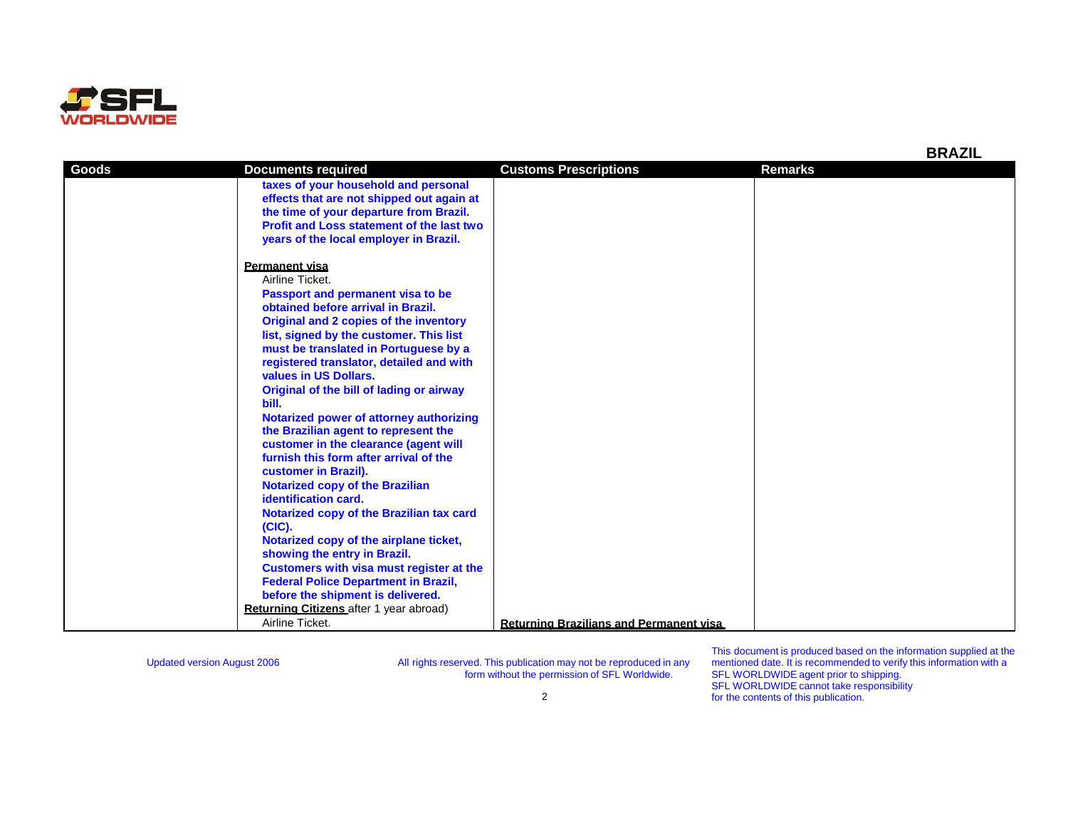## BRAZIL

| Goods | Documents required | Customs Prescriptions | Remarks |
|---|---|---|---|
| | **taxes of your household and personal effects that are not shipped out again at the time of your departure from Brazil.**<br>**Profit and Loss statement of the last two years of the local employer in Brazil.**<br><br>**<u>Permanent visa</u>**<br>Airline Ticket.<br>**Passport and permanent visa to be obtained before arrival in Brazil.**<br>**Original and 2 copies of the inventory list, signed by the customer. This list must be translated in Portuguese by a registered translator, detailed and with values in US Dollars.**<br>**Original of the bill of lading or airway bill.**<br>**Notarized power of attorney authorizing the Brazilian agent to represent the customer in the clearance (agent will furnish this form after arrival of the customer in Brazil).**<br>**Notarized copy of the Brazilian identification card.**<br>**Notarized copy of the Brazilian tax card (CIC).**<br>**Notarized copy of the airplane ticket, showing the entry in Brazil.**<br>**Customers with visa must register at the Federal Police Department in Brazil, before the shipment is delivered.**<br>**<u>Returning Citizens</u>** after 1 year abroad)<br>Airline Ticket. | **<u>Returning Brazilians and Permanent visa</u>** | |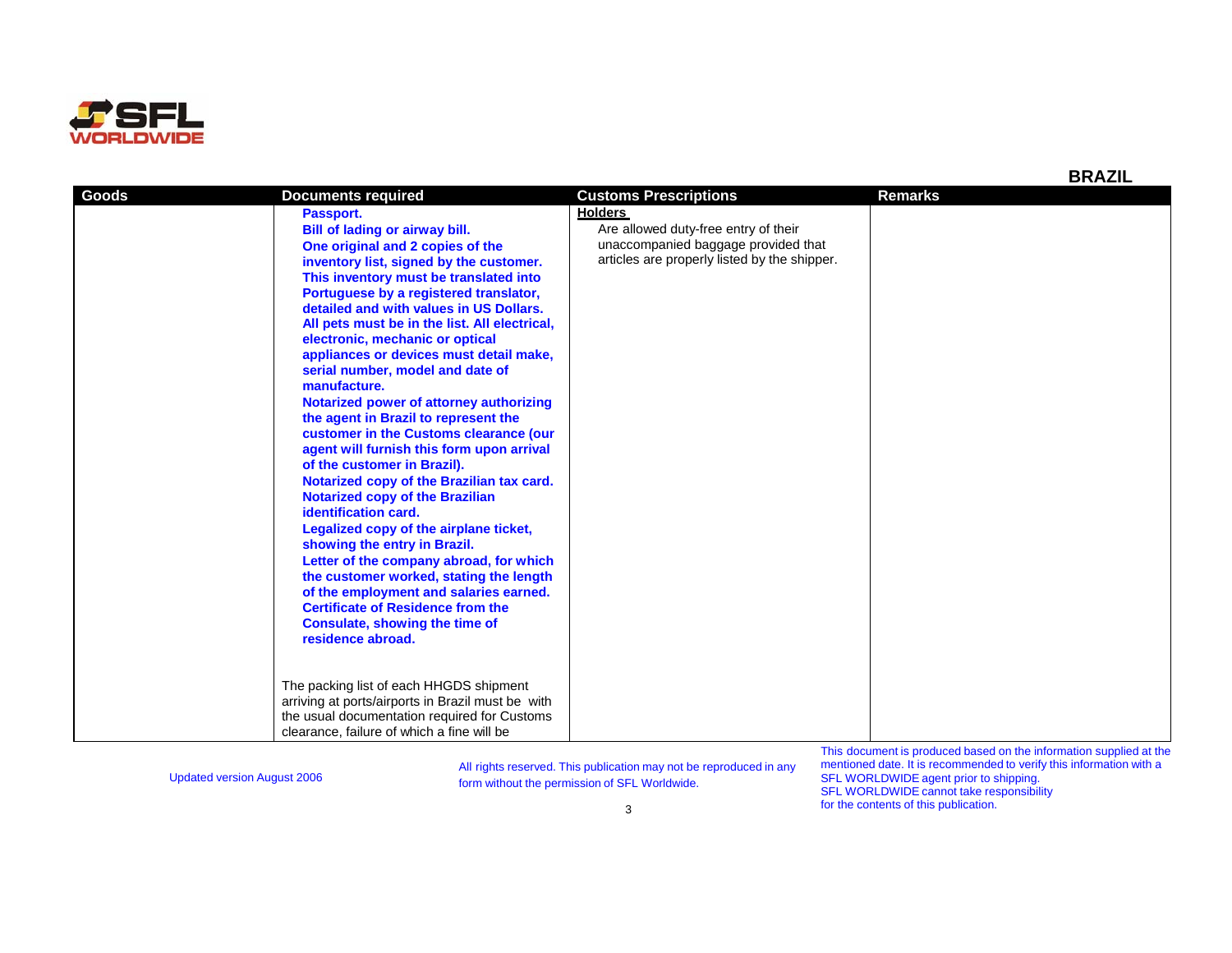## BRAZIL

| Goods | Documents required | Customs Prescriptions | Remarks |
|---|---|---|---|
| | **Passport.**<br>**Bill of lading or airway bill.**<br>**One original and 2 copies of the inventory list, signed by the customer. This inventory must be translated into Portuguese by a registered translator, detailed and with values in US Dollars. All pets must be in the list. All electrical, electronic, mechanic or optical appliances or devices must detail make, serial number, model and date of manufacture.**<br>**Notarized power of attorney authorizing the agent in Brazil to represent the customer in the Customs clearance (our agent will furnish this form upon arrival of the customer in Brazil).**<br>**Notarized copy of the Brazilian tax card.**<br>**Notarized copy of the Brazilian identification card.**<br>**Legalized copy of the airplane ticket, showing the entry in Brazil.**<br>**Letter of the company abroad, for which the customer worked, stating the length of the employment and salaries earned.**<br>**Certificate of Residence from the Consulate, showing the time of residence abroad.**<br><br>The packing list of each HHGDS shipment arriving at ports/airports in Brazil must be with the usual documentation required for Customs clearance, failure of which a fine will be | **Holders**<br>Are allowed duty-free entry of their unaccompanied baggage provided that articles are properly listed by the shipper. | |

Updated version August 2006

All rights reserved. This publication may not be reproduced in any form without the permission of SFL Worldwide.

This document is produced based on the information supplied at the mentioned date. It is recommended to verify this information with a SFL WORLDWIDE agent prior to shipping. SFL WORLDWIDE cannot take responsibility for the contents of this publication.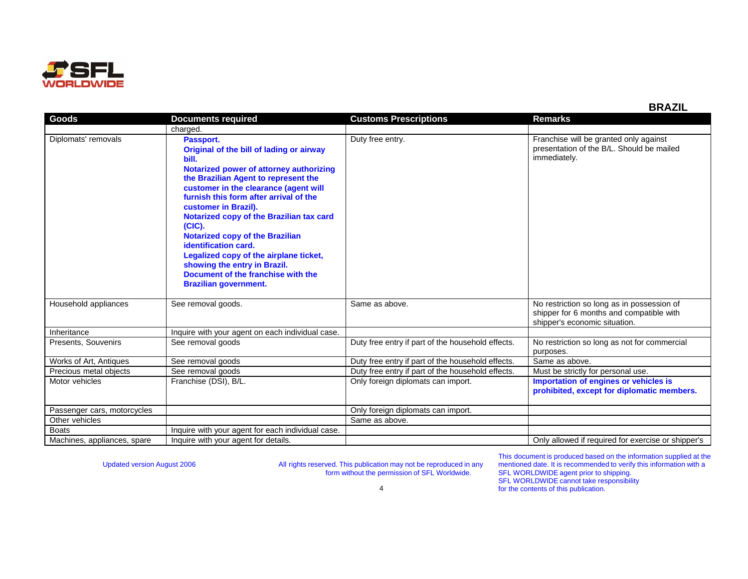## BRAZIL

| Goods | Documents required | Customs Prescriptions | Remarks |
|---|---|---|---|
| | charged. | | |
| Diplomats' removals | **Passport.** **Original of the bill of lading or airway bill.** **Notarized power of attorney authorizing the Brazilian Agent to represent the customer in the clearance (agent will furnish this form after arrival of the customer in Brazil).** **Notarized copy of the Brazilian tax card (CIC).** **Notarized copy of the Brazilian identification card.** **Legalized copy of the airplane ticket, showing the entry in Brazil.** **Document of the franchise with the Brazilian government.** | Duty free entry. | Franchise will be granted only against presentation of the B/L. Should be mailed immediately. |
| Household appliances | See removal goods. | Same as above. | No restriction so long as in possession of shipper for 6 months and compatible with shipper's economic situation. |
| Inheritance | Inquire with your agent on each individual case. | | |
| Presents, Souvenirs | See removal goods | Duty free entry if part of the household effects. | No restriction so long as not for commercial purposes. |
| Works of Art, Antiques | See removal goods | Duty free entry if part of the household effects. | Same as above. |
| Precious metal objects | See removal goods | Duty free entry if part of the household effects. | Must be strictly for personal use. |
| Motor vehicles | Franchise (DSI), B/L. | Only foreign diplomats can import. | **Importation of engines or vehicles is prohibited, except for diplomatic members.** |
| Passenger cars, motorcycles | | Only foreign diplomats can import. | |
| Other vehicles | | Same as above. | |
| Boats | Inquire with your agent for each individual case. | | |
| Machines, appliances, spare | Inquire with your agent for details. | | Only allowed if required for exercise or shipper's |

Updated version August 2006

All rights reserved. This publication may not be reproduced in any form without the permission of SFL Worldwide.

This document is produced based on the information supplied at the mentioned date. It is recommended to verify this information with a SFL WORLDWIDE agent prior to shipping. SFL WORLDWIDE cannot take responsibility for the contents of this publication.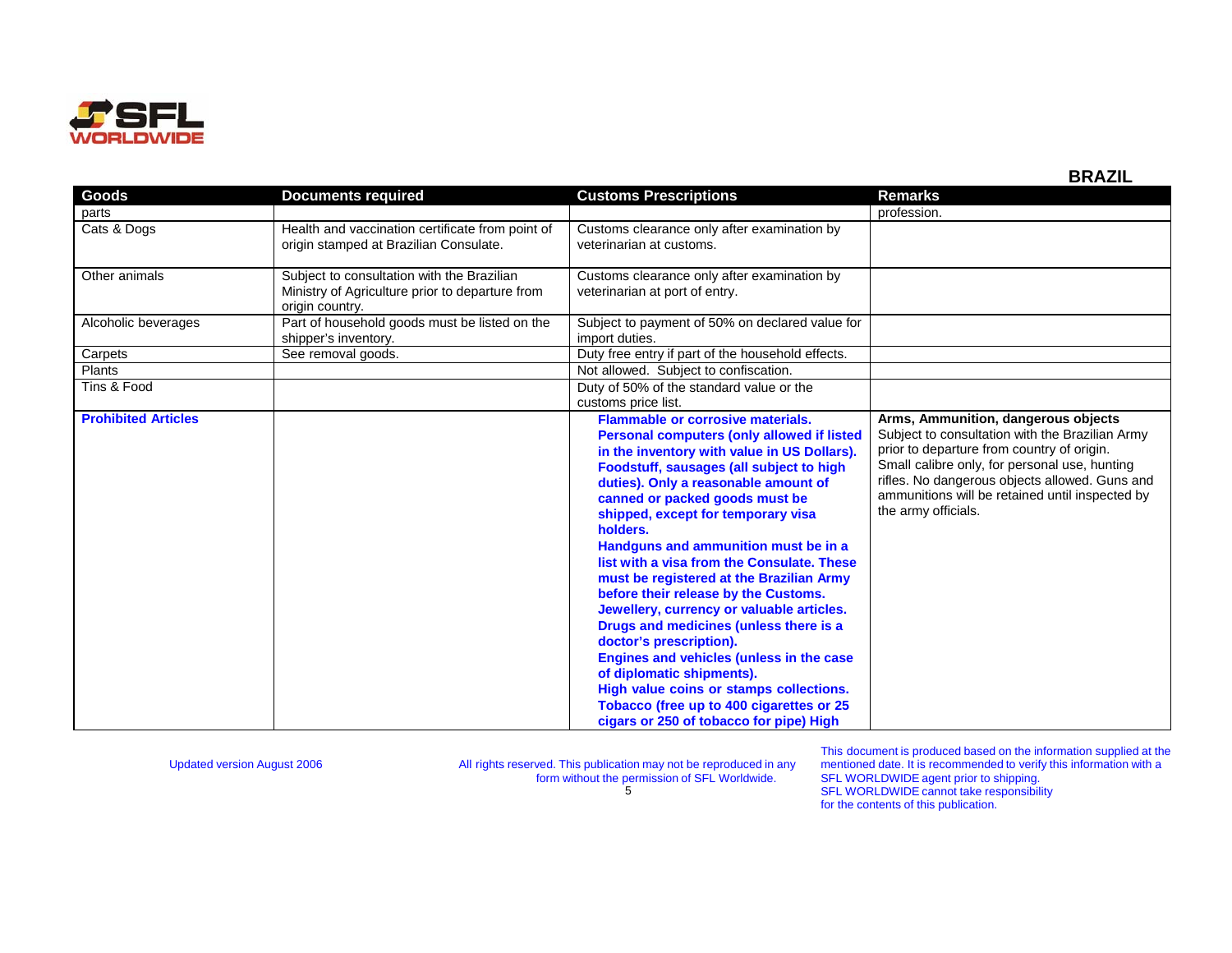**BRAZIL**

| Goods | Documents required | Customs Prescriptions | Remarks |
|---|---|---|---|
| parts | | | profession. |
| Cats & Dogs | Health and vaccination certificate from point of origin stamped at Brazilian Consulate. | Customs clearance only after examination by veterinarian at customs. | |
| Other animals | Subject to consultation with the Brazilian Ministry of Agriculture prior to departure from origin country. | Customs clearance only after examination by veterinarian at port of entry. | |
| Alcoholic beverages | Part of household goods must be listed on the shipper's inventory. | Subject to payment of 50% on declared value for import duties. | |
| Carpets | See removal goods. | Duty free entry if part of the household effects. | |
| Plants | | Not allowed. Subject to confiscation. | |
| Tins & Food | | Duty of 50% of the standard value or the customs price list. | |
| **Prohibited Articles** | | **Flammable or corrosive materials.** **Personal computers (only allowed if listed in the inventory with value in US Dollars).** **Foodstuff, sausages (all subject to high duties). Only a reasonable amount of canned or packed goods must be shipped, except for temporary visa holders.** **Handguns and ammunition must be in a list with a visa from the Consulate. These must be registered at the Brazilian Army before their release by the Customs.** **Jewellery, currency or valuable articles.** **Drugs and medicines (unless there is a doctor's prescription).** **Engines and vehicles (unless in the case of diplomatic shipments).** **High value coins or stamps collections.** **Tobacco (free up to 400 cigarettes or 25 cigars or 250 of tobacco for pipe) High** | **Arms, Ammunition, dangerous objects** Subject to consultation with the Brazilian Army prior to departure from country of origin. Small calibre only, for personal use, hunting rifles. No dangerous objects allowed. Guns and ammunitions will be retained until inspected by the army officials. |

Updated version August 2006

All rights reserved. This publication may not be reproduced in any form without the permission of SFL Worldwide.

This document is produced based on the information supplied at the mentioned date. It is recommended to verify this information with a SFL WORLDWIDE agent prior to shipping. SFL WORLDWIDE cannot take responsibility for the contents of this publication.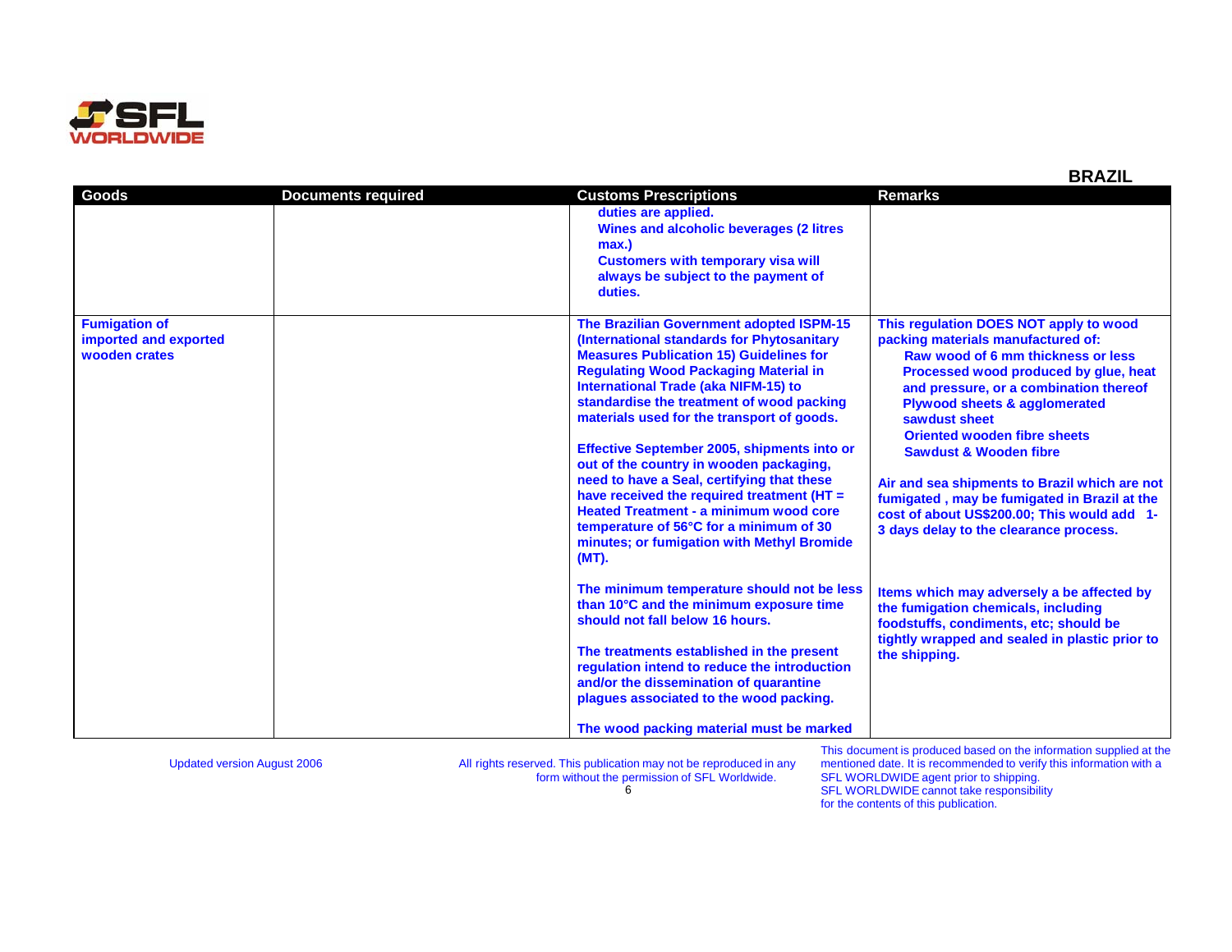## BRAZIL

| Goods | Documents required | Customs Prescriptions | Remarks |
|---|---|---|---|
| | | duties are applied.<br>Wines and alcoholic beverages (2 litres max.)<br>Customers with temporary visa will always be subject to the payment of duties. | |
| **Fumigation of imported and exported wooden crates** | | **The Brazilian Government adopted ISPM-15 (International standards for Phytosanitary Measures Publication 15) Guidelines for Regulating Wood Packaging Material in International Trade (aka NIFM-15) to standardise the treatment of wood packing materials used for the transport of goods.**<br><br>**Effective September 2005, shipments into or out of the country in wooden packaging, need to have a Seal, certifying that these have received the required treatment (HT = Heated Treatment - a minimum wood core temperature of 56°C for a minimum of 30 minutes; or fumigation with Methyl Bromide (MT).**<br><br>**The minimum temperature should not be less than 10°C and the minimum exposure time should not fall below 16 hours.**<br><br>**The treatments established in the present regulation intend to reduce the introduction and/or the dissemination of quarantine plagues associated to the wood packing.**<br><br>**The wood packing material must be marked** | **This regulation DOES NOT apply to wood packing materials manufactured of:**<br>**Raw wood of 6 mm thickness or less**<br>**Processed wood produced by glue, heat and pressure, or a combination thereof**<br>**Plywood sheets & agglomerated sawdust sheet**<br>**Oriented wooden fibre sheets**<br>**Sawdust & Wooden fibre**<br><br>**Air and sea shipments to Brazil which are not fumigated , may be fumigated in Brazil at the cost of about US$200.00; This would add 1-3 days delay to the clearance process.**<br><br>**Items which may adversely a be affected by the fumigation chemicals, including foodstuffs, condiments, etc; should be tightly wrapped and sealed in plastic prior to the shipping.** |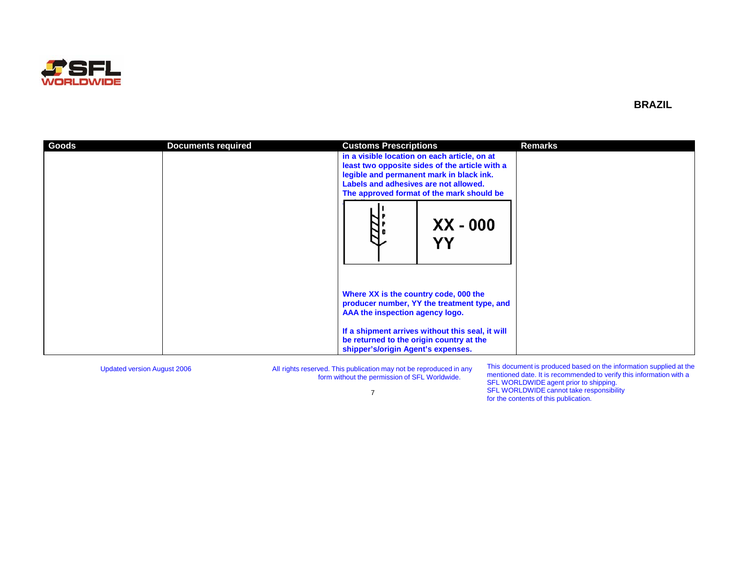# BRAZIL

| Goods | Documents required | Customs Prescriptions | Remarks |
|---|---|---|---|
| | | **in a visible location on each article, on at least two opposite sides of the article with a legible and permanent mark in black ink. Labels and adhesives are not allowed. The approved format of the mark should be** <br><br> IPPC XX - 000 YY <br><br> **Where XX is the country code, 000 the producer number, YY the treatment type, and AAA the inspection agency logo.** <br><br> **If a shipment arrives without this seal, it will be returned to the origin country at the shipper's/origin Agent's expenses.** | |

Updated version August 2006

All rights reserved. This publication may not be reproduced in any form without the permission of SFL Worldwide.

This document is produced based on the information supplied at the mentioned date. It is recommended to verify this information with a SFL WORLDWIDE agent prior to shipping. SFL WORLDWIDE cannot take responsibility for the contents of this publication.